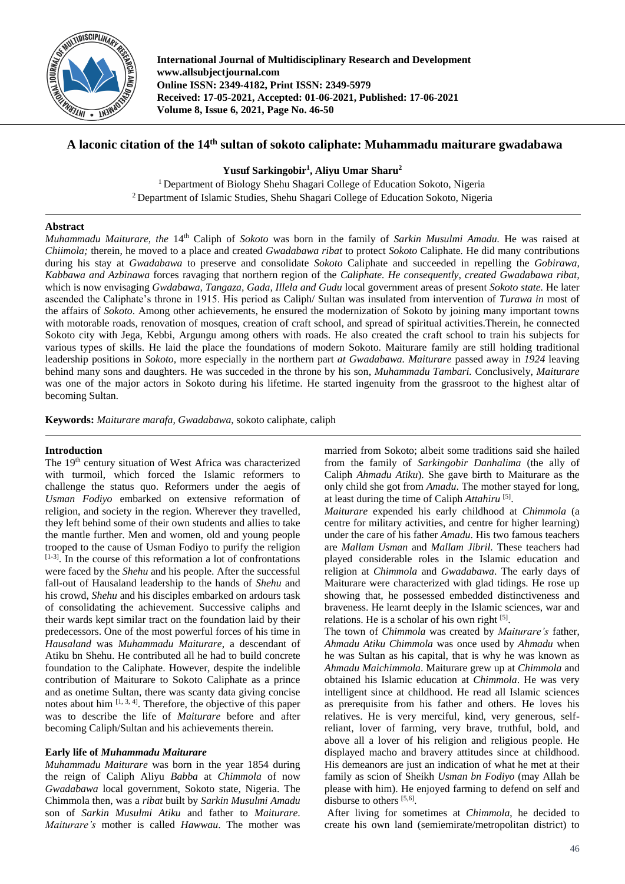# A laconic citation of the 14th sultan of sokoto caliphate: Muhammadu maiturare gwadabawa

**Yusuf Sarkingobir[1], Aliyu Umar Sharu[2]**

[1] Department of Biology Shehu Shagari College of Education Sokoto, Nigeria
[2] Department of Islamic Studies, Shehu Shagari College of Education Sokoto, Nigeria

## Abstract

*Muhammadu Maiturare, the* 14th Caliph of *Sokoto* was born in the family of *Sarkin Musulmi Amadu.* He was raised at *Chiimola;* therein, he moved to a place and created *Gwadabawa ribat* to protect *Sokoto* Caliphate*.* He did many contributions during his stay at *Gwadabawa* to preserve and consolidate *Sokoto* Caliphate and succeeded in repelling the *Gobirawa, Kabbawa and Azbinawa* forces ravaging that northern region of the *Caliphate. He consequently, created Gwadabawa ribat*, which is now envisaging *Gwdabawa, Tangaza, Gada, Illela and Gudu* local government areas of present *Sokoto state*. He later ascended the Caliphate's throne in 1915. His period as Caliph/ Sultan was insulated from intervention of *Turawa in* most of the affairs of *Sokoto*. Among other achievements, he ensured the modernization of Sokoto by joining many important towns with motorable roads, renovation of mosques, creation of craft school, and spread of spiritual activities.Therein, he connected Sokoto city with Jega, Kebbi, Argungu among others with roads. He also created the craft school to train his subjects for various types of skills. He laid the place the foundations of modern Sokoto. Maiturare family are still holding traditional leadership positions in *Sokoto,* more especially in the northern part *at Gwadabawa. Maiturare* passed away in *1924* leaving behind many sons and daughters. He was succeded in the throne by his son*, Muhammadu Tambari.* Conclusively*, Maiturare* was one of the major actors in Sokoto during his lifetime. He started ingenuity from the grassroot to the highest altar of becoming Sultan.

**Keywords:** *Maiturare marafa, Gwadabawa,* sokoto caliphate, caliph

## Introduction

The 19th century situation of West Africa was characterized with turmoil, which forced the Islamic reformers to challenge the status quo. Reformers under the aegis of *Usman Fodiyo* embarked on extensive reformation of religion, and society in the region. Wherever they travelled, they left behind some of their own students and allies to take the mantle further. Men and women, old and young people trooped to the cause of Usman Fodiyo to purify the religion [1-3]. In the course of this reformation a lot of confrontations were faced by the *Shehu* and his people. After the successful fall-out of Hausaland leadership to the hands of *Shehu* and his crowd, *Shehu* and his disciples embarked on ardours task of consolidating the achievement. Successive caliphs and their wards kept similar tract on the foundation laid by their predecessors. One of the most powerful forces of his time in *Hausaland* was *Muhammadu Maiturare*, a descendant of Atiku bn Shehu. He contributed all he had to build concrete foundation to the Caliphate. However, despite the indelible contribution of Maiturare to Sokoto Caliphate as a prince and as onetime Sultan, there was scanty data giving concise notes about him [1, 3, 4]. Therefore, the objective of this paper was to describe the life of *Maiturare* before and after becoming Caliph/Sultan and his achievements therein.

### Early life of *Muhammadu Maiturare*

*Muhammadu Maiturare* was born in the year 1854 during the reign of Caliph Aliyu *Babba* at *Chimmola* of now *Gwadabawa* local government, Sokoto state, Nigeria. The Chimmola then, was a *ribat* built by *Sarkin Musulmi Amadu* son of *Sarkin Musulmi Atiku* and father to *Maiturare*. *Maiturare's* mother is called *Hawwau*. The mother was married from Sokoto; albeit some traditions said she hailed from the family of *Sarkingobir Danhalima* (the ally of Caliph *Ahmadu Atiku*). She gave birth to Maiturare as the only child she got from *Amadu*. The mother stayed for long, at least during the time of Caliph *Attahiru* [5].

*Maiturare* expended his early childhood at *Chimmola* (a centre for military activities, and centre for higher learning) under the care of his father *Amadu*. His two famous teachers are *Mallam Usman* and *Mallam Jibril*. These teachers had played considerable roles in the Islamic education and religion at *Chimmola* and *Gwadabawa*. The early days of Maiturare were characterized with glad tidings. He rose up showing that, he possessed embedded distinctiveness and braveness. He learnt deeply in the Islamic sciences, war and relations. He is a scholar of his own right [5].

The town of *Chimmola* was created by *Maiturare's* father, *Ahmadu Atiku Chimmola* was once used by *Ahmadu* when he was Sultan as his capital, that is why he was known as *Ahmadu Maichimmola*. Maiturare grew up at *Chimmola* and obtained his Islamic education at *Chimmola*. He was very intelligent since at childhood. He read all Islamic sciences as prerequisite from his father and others. He loves his relatives. He is very merciful, kind, very generous, self-reliant, lover of farming, very brave, truthful, bold, and above all a lover of his religion and religious people. He displayed macho and bravery attitudes since at childhood. His demeanors are just an indication of what he met at their family as scion of Sheikh *Usman bn Fodiyo* (may Allah be please with him). He enjoyed farming to defend on self and disburse to others [5,6].

After living for sometimes at *Chimmola*, he decided to create his own land (semiemirate/metropolitan district) to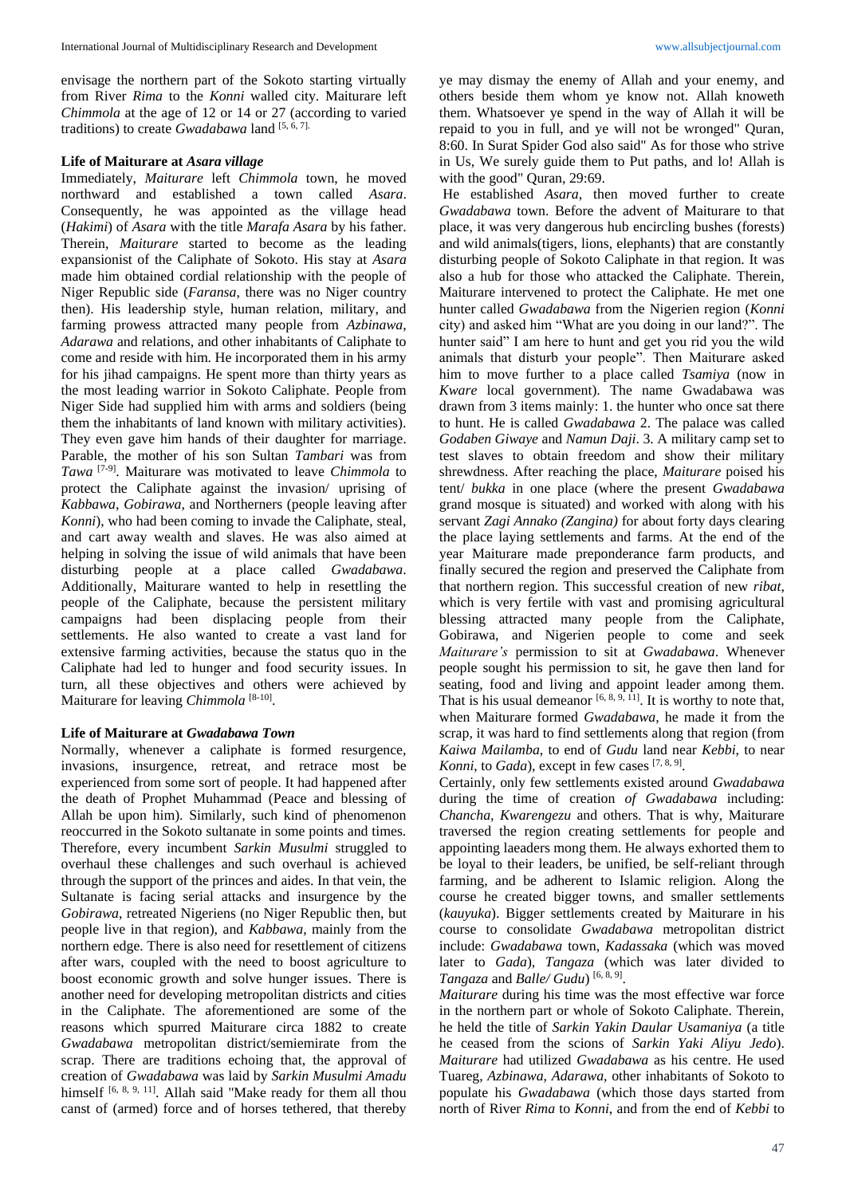envisage the northern part of the Sokoto starting virtually from River *Rima* to the *Konni* walled city. Maiturare left *Chimmola* at the age of 12 or 14 or 27 (according to varied traditions) to create *Gwadabawa* land [5, 6, 7].

### Life of Maiturare at *Asara village*

Immediately, *Maiturare* left *Chimmola* town, he moved northward and established a town called *Asara*. Consequently, he was appointed as the village head (*Hakimi*) of *Asara* with the title *Marafa Asara* by his father. Therein, *Maiturare* started to become as the leading expansionist of the Caliphate of Sokoto. His stay at *Asara* made him obtained cordial relationship with the people of Niger Republic side (*Faransa*, there was no Niger country then). His leadership style, human relation, military, and farming prowess attracted many people from *Azbinawa*, *Adarawa* and relations, and other inhabitants of Caliphate to come and reside with him. He incorporated them in his army for his jihad campaigns. He spent more than thirty years as the most leading warrior in Sokoto Caliphate. People from Niger Side had supplied him with arms and soldiers (being them the inhabitants of land known with military activities). They even gave him hands of their daughter for marriage. Parable, the mother of his son Sultan *Tambari* was from *Tawa* [7-9]. Maiturare was motivated to leave *Chimmola* to protect the Caliphate against the invasion/ uprising of *Kabbawa*, *Gobirawa*, and Northerners (people leaving after *Konni*), who had been coming to invade the Caliphate, steal, and cart away wealth and slaves. He was also aimed at helping in solving the issue of wild animals that have been disturbing people at a place called *Gwadabawa*. Additionally, Maiturare wanted to help in resetting the people of the Caliphate, because the persistent military campaigns had been displacing people from their settlements. He also wanted to create a vast land for extensive farming activities, because the status quo in the Caliphate had led to hunger and food security issues. In turn, all these objectives and others were achieved by Maiturare for leaving *Chimmola* [8-10].

### Life of Maiturare at *Gwadabawa Town*

Normally, whenever a caliphate is formed resurgence, invasions, insurgence, retreat, and retrace most be experienced from some sort of people. It had happened after the death of Prophet Muhammad (Peace and blessing of Allah be upon him). Similarly, such kind of phenomenon reoccurred in the Sokoto sultanate in some points and times. Therefore, every incumbent *Sarkin Musulmi* struggled to overhaul these challenges and such overhaul is achieved through the support of the princes and aides. In that vein, the Sultanate is facing serial attacks and insurgence by the *Gobirawa*, retreated Nigeriens (no Niger Republic then, but people live in that region), and *Kabbawa*, mainly from the northern edge. There is also need for resettlement of citizens after wars, coupled with the need to boost agriculture to boost economic growth and solve hunger issues. There is another need for developing metropolitan districts and cities in the Caliphate. The aforementioned are some of the reasons which spurred Maiturare circa 1882 to create *Gwadabawa* metropolitan district/semiemirate from the scrap. There are traditions echoing that, the approval of creation of *Gwadabawa* was laid by *Sarkin Musulmi Amadu* himself [6, 8, 9, 11]. Allah said "Make ready for them all thou canst of (armed) force and of horses tethered, that thereby ye may dismay the enemy of Allah and your enemy, and others beside them whom ye know not. Allah knoweth them. Whatsoever ye spend in the way of Allah it will be repaid to you in full, and ye will not be wronged" Quran, 8:60. In Surat Spider God also said" As for those who strive in Us, We surely guide them to Put paths, and lo! Allah is with the good" Quran, 29:69.

He established *Asara*, then moved further to create *Gwadabawa* town. Before the advent of Maiturare to that place, it was very dangerous hub encircling bushes (forests) and wild animals(tigers, lions, elephants) that are constantly disturbing people of Sokoto Caliphate in that region. It was also a hub for those who attacked the Caliphate. Therein, Maiturare intervened to protect the Caliphate. He met one hunter called *Gwadabawa* from the Nigerien region (*Konni* city) and asked him "What are you doing in our land?". The hunter said" I am here to hunt and get you rid you the wild animals that disturb your people". Then Maiturare asked him to move further to a place called *Tsamiya* (now in *Kware* local government). The name Gwadabawa was drawn from 3 items mainly: 1. the hunter who once sat there to hunt. He is called *Gwadabawa* 2. The palace was called *Godaben Giwaye* and *Namun Daji*. 3. A military camp set to test slaves to obtain freedom and show their military shrewdness. After reaching the place, *Maiturare* poised his tent/ *bukka* in one place (where the present *Gwadabawa* grand mosque is situated) and worked with along with his servant *Zagi Annako (Zangina)* for about forty days clearing the place laying settlements and farms. At the end of the year Maiturare made preponderance farm products, and finally secured the region and preserved the Caliphate from that northern region. This successful creation of new *ribat*, which is very fertile with vast and promising agricultural blessing attracted many people from the Caliphate, Gobirawa, and Nigerien people to come and seek *Maiturare's* permission to sit at *Gwadabawa*. Whenever people sought his permission to sit, he gave then land for seating, food and living and appoint leader among them. That is his usual demeanor [6, 8, 9, 11]. It is worthy to note that, when Maiturare formed *Gwadabawa*, he made it from the scrap, it was hard to find settlements along that region (from *Kaiwa Mailamba*, to end of *Gudu* land near *Kebbi*, to near *Konni*, to *Gada*), except in few cases [7, 8, 9].

Certainly, only few settlements existed around *Gwadabawa* during the time of creation *of Gwadabawa* including: *Chancha*, *Kwarengezu* and others. That is why, Maiturare traversed the region creating settlements for people and appointing laeaders mong them. He always exhorted them to be loyal to their leaders, be unified, be self-reliant through farming, and be adherent to Islamic religion. Along the course he created bigger towns, and smaller settlements (*kauyuka*). Bigger settlements created by Maiturare in his course to consolidate *Gwadabawa* metropolitan district include: *Gwadabawa* town, *Kadassaka* (which was moved later to *Gada*), *Tangaza* (which was later divided to *Tangaza* and *Balle/ Gudu*) [6, 8, 9].

*Maiturare* during his time was the most effective war force in the northern part or whole of Sokoto Caliphate. Therein, he held the title of *Sarkin Yakin Daular Usamaniya* (a title he ceased from the scions of *Sarkin Yaki Aliyu Jedo*). *Maiturare* had utilized *Gwadabawa* as his centre. He used Tuareg, *Azbinawa*, *Adarawa*, other inhabitants of Sokoto to populate his *Gwadabawa* (which those days started from north of River *Rima* to *Konni*, and from the end of *Kebbi* to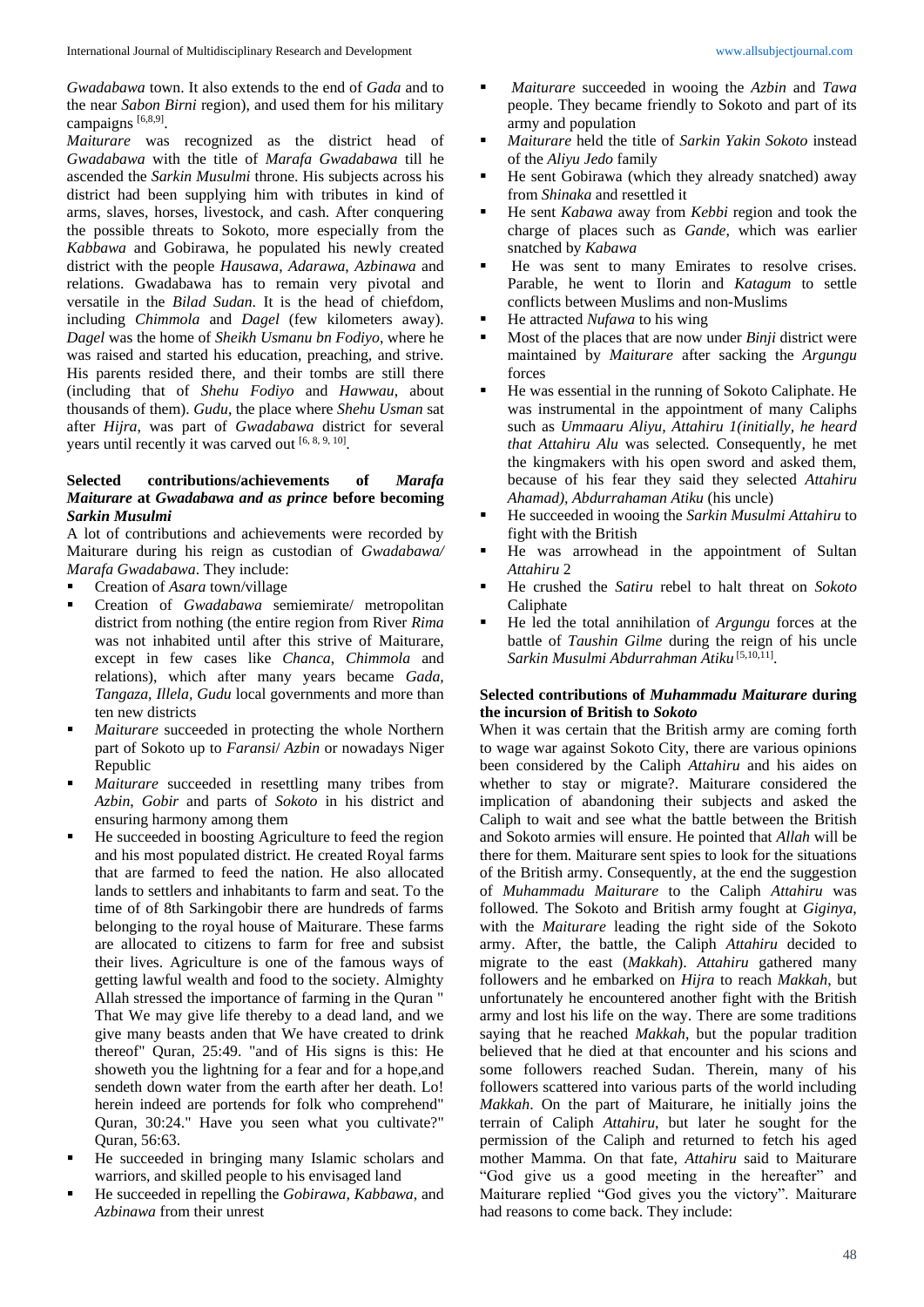*Gwadabawa* town. It also extends to the end of *Gada* and to the near *Sabon Birni* region), and used them for his military campaigns [6,8,9].

*Maiturare* was recognized as the district head of *Gwadabawa* with the title of *Marafa Gwadabawa* till he ascended the *Sarkin Musulmi* throne. His subjects across his district had been supplying him with tributes in kind of arms, slaves, horses, livestock, and cash. After conquering the possible threats to Sokoto, more especially from the *Kabbawa* and Gobirawa, he populated his newly created district with the people *Hausawa*, *Adarawa*, *Azbinawa* and relations. Gwadabawa has to remain very pivotal and versatile in the *Bilad Sudan*. It is the head of chiefdom, including *Chimmola* and *Dagel* (few kilometers away). *Dagel* was the home of *Sheikh Usmanu bn Fodiyo*, where he was raised and started his education, preaching, and strive. His parents resided there, and their tombs are still there (including that of *Shehu Fodiyo* and *Hawwau*, about thousands of them). *Gudu*, the place where *Shehu Usman* sat after *Hijra*, was part of *Gwadabawa* district for several years until recently it was carved out [6, 8, 9, 10].

### Selected contributions/achievements of *Marafa Maiturare* at *Gwadabawa and as prince* before becoming *Sarkin Musulmi*

A lot of contributions and achievements were recorded by Maiturare during his reign as custodian of *Gwadabawa/ Marafa Gwadabawa*. They include:

- Creation of *Asara* town/village
- Creation of *Gwadabawa* semiemirate/ metropolitan district from nothing (the entire region from River *Rima* was not inhabited until after this strive of Maiturare, except in few cases like *Chanca*, *Chimmola* and relations), which after many years became *Gada*, *Tangaza*, *Illela*, *Gudu* local governments and more than ten new districts
- *Maiturare* succeeded in protecting the whole Northern part of Sokoto up to *Faransi*/ *Azbin* or nowadays Niger Republic
- *Maiturare* succeeded in resettling many tribes from *Azbin*, *Gobir* and parts of *Sokoto* in his district and ensuring harmony among them
- He succeeded in boosting Agriculture to feed the region and his most populated district. He created Royal farms that are farmed to feed the nation. He also allocated lands to settlers and inhabitants to farm and seat. To the time of of 8th Sarkingobir there are hundreds of farms belonging to the royal house of Maiturare. These farms are allocated to citizens to farm for free and subsist their lives. Agriculture is one of the famous ways of getting lawful wealth and food to the society. Almighty Allah stressed the importance of farming in the Quran " That We may give life thereby to a dead land, and we give many beasts anden that We have created to drink thereof" Quran, 25:49. "and of His signs is this: He showeth you the lightning for a fear and for a hope,and sendeth down water from the earth after her death. Lo! herein indeed are portends for folk who comprehend" Quran, 30:24." Have you seen what you cultivate?" Quran, 56:63.
- He succeeded in bringing many Islamic scholars and warriors, and skilled people to his envisaged land
- He succeeded in repelling the *Gobirawa*, *Kabbawa*, and *Azbinawa* from their unrest
- *Maiturare* succeeded in wooing the *Azbin* and *Tawa* people. They became friendly to Sokoto and part of its army and population
- *Maiturare* held the title of *Sarkin Yakin Sokoto* instead of the *Aliyu Jedo* family
- He sent Gobirawa (which they already snatched) away from *Shinaka* and resettled it
- He sent *Kabawa* away from *Kebbi* region and took the charge of places such as *Gande*, which was earlier snatched by *Kabawa*
- He was sent to many Emirates to resolve crises. Parable, he went to Ilorin and *Katagum* to settle conflicts between Muslims and non-Muslims
- He attracted *Nufawa* to his wing
- Most of the places that are now under *Binji* district were maintained by *Maiturare* after sacking the *Argungu* forces
- He was essential in the running of Sokoto Caliphate. He was instrumental in the appointment of many Caliphs such as *Ummaaru Aliyu, Attahiru 1(initially, he heard that Attahiru Alu* was selected. Consequently, he met the kingmakers with his open sword and asked them, because of his fear they said they selected *Attahiru Ahamad), Abdurrahaman Atiku* (his uncle)
- He succeeded in wooing the *Sarkin Musulmi Attahiru* to fight with the British
- He was arrowhead in the appointment of Sultan *Attahiru* 2
- He crushed the *Satiru* rebel to halt threat on *Sokoto* Caliphate
- He led the total annihilation of *Argungu* forces at the battle of *Taushin Gilme* during the reign of his uncle *Sarkin Musulmi Abdurrahman Atiku* [5,10,11].

### Selected contributions of *Muhammadu Maiturare* during the incursion of British to *Sokoto*

When it was certain that the British army are coming forth to wage war against Sokoto City, there are various opinions been considered by the Caliph *Attahiru* and his aides on whether to stay or migrate?. Maiturare considered the implication of abandoning their subjects and asked the Caliph to wait and see what the battle between the British and Sokoto armies will ensure. He pointed that *Allah* will be there for them. Maiturare sent spies to look for the situations of the British army. Consequently, at the end the suggestion of *Muhammadu Maiturare* to the Caliph *Attahiru* was followed. The Sokoto and British army fought at *Giginya*, with the *Maiturare* leading the right side of the Sokoto army. After, the battle, the Caliph *Attahiru* decided to migrate to the east (*Makkah*). *Attahiru* gathered many followers and he embarked on *Hijra* to reach *Makkah*, but unfortunately he encountered another fight with the British army and lost his life on the way. There are some traditions saying that he reached *Makkah*, but the popular tradition believed that he died at that encounter and his scions and some followers reached Sudan. Therein, many of his followers scattered into various parts of the world including *Makkah*. On the part of Maiturare, he initially joins the terrain of Caliph *Attahiru*, but later he sought for the permission of the Caliph and returned to fetch his aged mother Mamma. On that fate, *Attahiru* said to Maiturare "God give us a good meeting in the hereafter" and Maiturare replied "God gives you the victory". Maiturare had reasons to come back. They include: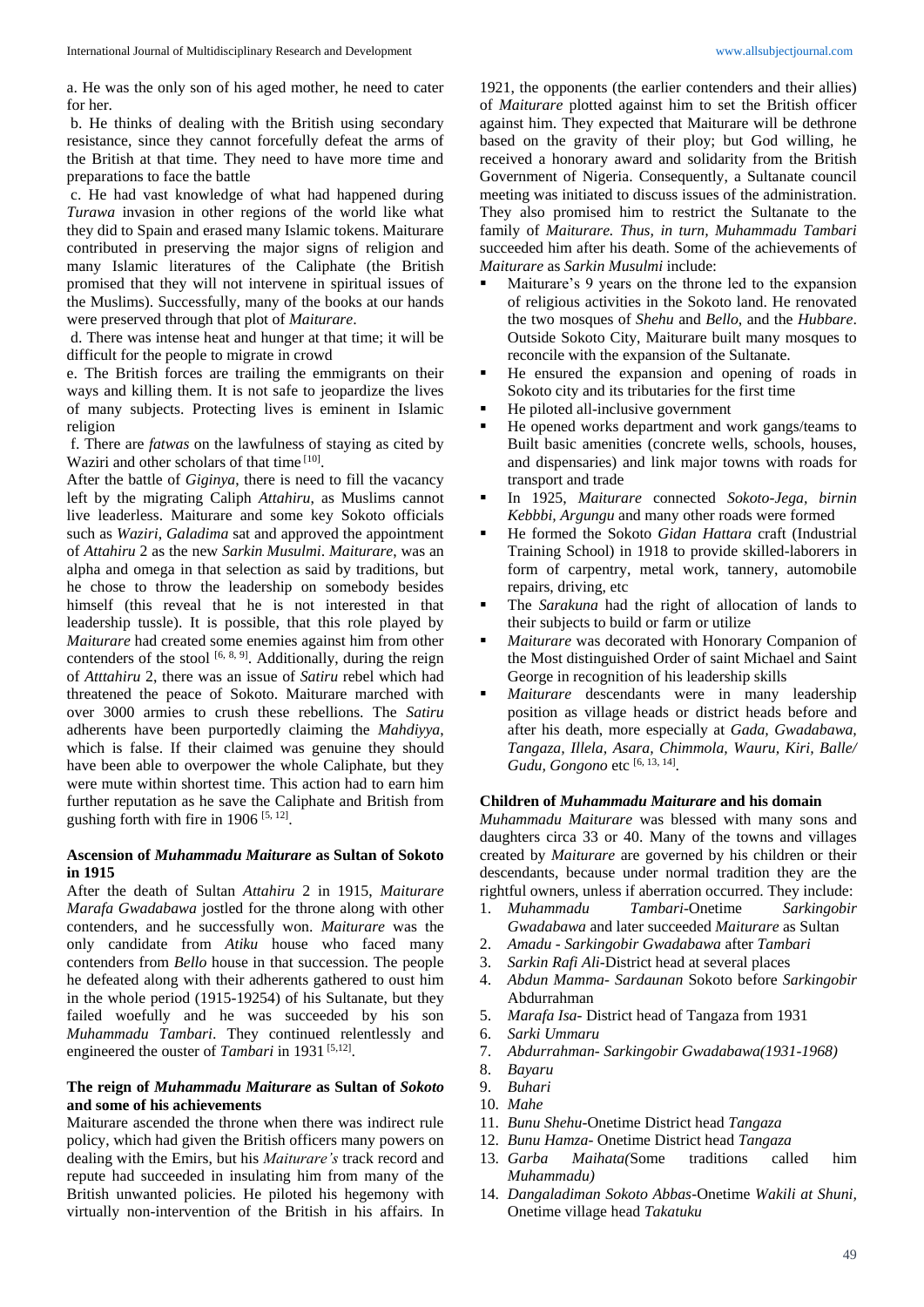a. He was the only son of his aged mother, he need to cater for her.

b. He thinks of dealing with the British using secondary resistance, since they cannot forcefully defeat the arms of the British at that time. They need to have more time and preparations to face the battle

c. He had vast knowledge of what had happened during *Turawa* invasion in other regions of the world like what they did to Spain and erased many Islamic tokens. Maiturare contributed in preserving the major signs of religion and many Islamic literatures of the Caliphate (the British promised that they will not intervene in spiritual issues of the Muslims). Successfully, many of the books at our hands were preserved through that plot of *Maiturare*.

d. There was intense heat and hunger at that time; it will be difficult for the people to migrate in crowd

e. The British forces are trailing the emmigrants on their ways and killing them. It is not safe to jeopardize the lives of many subjects. Protecting lives is eminent in Islamic religion

f. There are *fatwas* on the lawfulness of staying as cited by Waziri and other scholars of that time [10].

After the battle of *Giginya*, there is need to fill the vacancy left by the migrating Caliph *Attahiru*, as Muslims cannot live leaderless. Maiturare and some key Sokoto officials such as *Waziri*, *Galadima* sat and approved the appointment of *Attahiru* 2 as the new *Sarkin Musulmi*. *Maiturare*, was an alpha and omega in that selection as said by traditions, but he chose to throw the leadership on somebody besides himself (this reveal that he is not interested in that leadership tussle). It is possible, that this role played by *Maiturare* had created some enemies against him from other contenders of the stool [6, 8, 9]. Additionally, during the reign of *Atttahiru* 2, there was an issue of *Satiru* rebel which had threatened the peace of Sokoto. Maiturare marched with over 3000 armies to crush these rebellions. The *Satiru* adherents have been purportedly claiming the *Mahdiyya*, which is false. If their claimed was genuine they should have been able to overpower the whole Caliphate, but they were mute within shortest time. This action had to earn him further reputation as he save the Caliphate and British from gushing forth with fire in 1906 [5, 12].

### Ascension of *Muhammadu Maiturare* as Sultan of Sokoto in 1915

After the death of Sultan *Attahiru* 2 in 1915, *Maiturare Marafa Gwadabawa* jostled for the throne along with other contenders, and he successfully won. *Maiturare* was the only candidate from *Atiku* house who faced many contenders from *Bello* house in that succession. The people he defeated along with their adherents gathered to oust him in the whole period (1915-19254) of his Sultanate, but they failed woefully and he was succeeded by his son *Muhammadu Tambari*. They continued relentlessly and engineered the ouster of *Tambari* in 1931 [5,12].

### The reign of *Muhammadu Maiturare* as Sultan of *Sokoto* and some of his achievements

Maiturare ascended the throne when there was indirect rule policy, which had given the British officers many powers on dealing with the Emirs, but his *Maiturare's* track record and repute had succeeded in insulating him from many of the British unwanted policies. He piloted his hegemony with virtually non-intervention of the British in his affairs. In 1921, the opponents (the earlier contenders and their allies) of *Maiturare* plotted against him to set the British officer against him. They expected that Maiturare will be dethrone based on the gravity of their ploy; but God willing, he received a honorary award and solidarity from the British Government of Nigeria. Consequently, a Sultanate council meeting was initiated to discuss issues of the administration. They also promised him to restrict the Sultanate to the family of *Maiturare. Thus, in turn, Muhammadu Tambari* succeeded him after his death. Some of the achievements of *Maiturare* as *Sarkin Musulmi* include:

- Maiturare's 9 years on the throne led to the expansion of religious activities in the Sokoto land. He renovated the two mosques of *Shehu* and *Bello*, and the *Hubbare*. Outside Sokoto City, Maiturare built many mosques to reconcile with the expansion of the Sultanate.
- He ensured the expansion and opening of roads in Sokoto city and its tributaries for the first time
- He piloted all-inclusive government
- He opened works department and work gangs/teams to Built basic amenities (concrete wells, schools, houses, and dispensaries) and link major towns with roads for transport and trade
- In 1925, *Maiturare* connected *Sokoto-Jega, birnin Kebbbi, Argungu* and many other roads were formed
- He formed the Sokoto *Gidan Hattara* craft (Industrial Training School) in 1918 to provide skilled-laborers in form of carpentry, metal work, tannery, automobile repairs, driving, etc
- The *Sarakuna* had the right of allocation of lands to their subjects to build or farm or utilize
- *Maiturare* was decorated with Honorary Companion of the Most distinguished Order of saint Michael and Saint George in recognition of his leadership skills
- *Maiturare* descendants were in many leadership position as village heads or district heads before and after his death, more especially at *Gada, Gwadabawa, Tangaza, Illela, Asara, Chimmola, Wauru, Kiri, Balle/ Gudu, Gongono* etc [6, 13, 14].

### Children of *Muhammadu Maiturare* and his domain

*Muhammadu Maiturare* was blessed with many sons and daughters circa 33 or 40. Many of the towns and villages created by *Maiturare* are governed by his children or their descendants, because under normal tradition they are the rightful owners, unless if aberration occurred. They include:

1. *Muhammadu Tambari*-Onetime *Sarkingobir Gwadabawa* and later succeeded *Maiturare* as Sultan
2. *Amadu - Sarkingobir Gwadabawa* after *Tambari*
3. *Sarkin Rafi Ali*-District head at several places
4. *Abdun Mamma- Sardaunan* Sokoto before *Sarkingobir* Abdurrahman
5. *Marafa Isa*- District head of Tangaza from 1931
6. *Sarki Ummaru*
7. *Abdurrahman- Sarkingobir Gwadabawa(1931-1968)*
8. *Bayaru*
9. *Buhari*
10. *Mahe*
11. *Bunu Shehu*-Onetime District head *Tangaza*
12. *Bunu Hamza*- Onetime District head *Tangaza*
13. *Garba Maihata(*Some traditions called him *Muhammadu)*
14. *Dangaladiman Sokoto Abbas*-Onetime *Wakili at Shuni,* Onetime village head *Takatuku*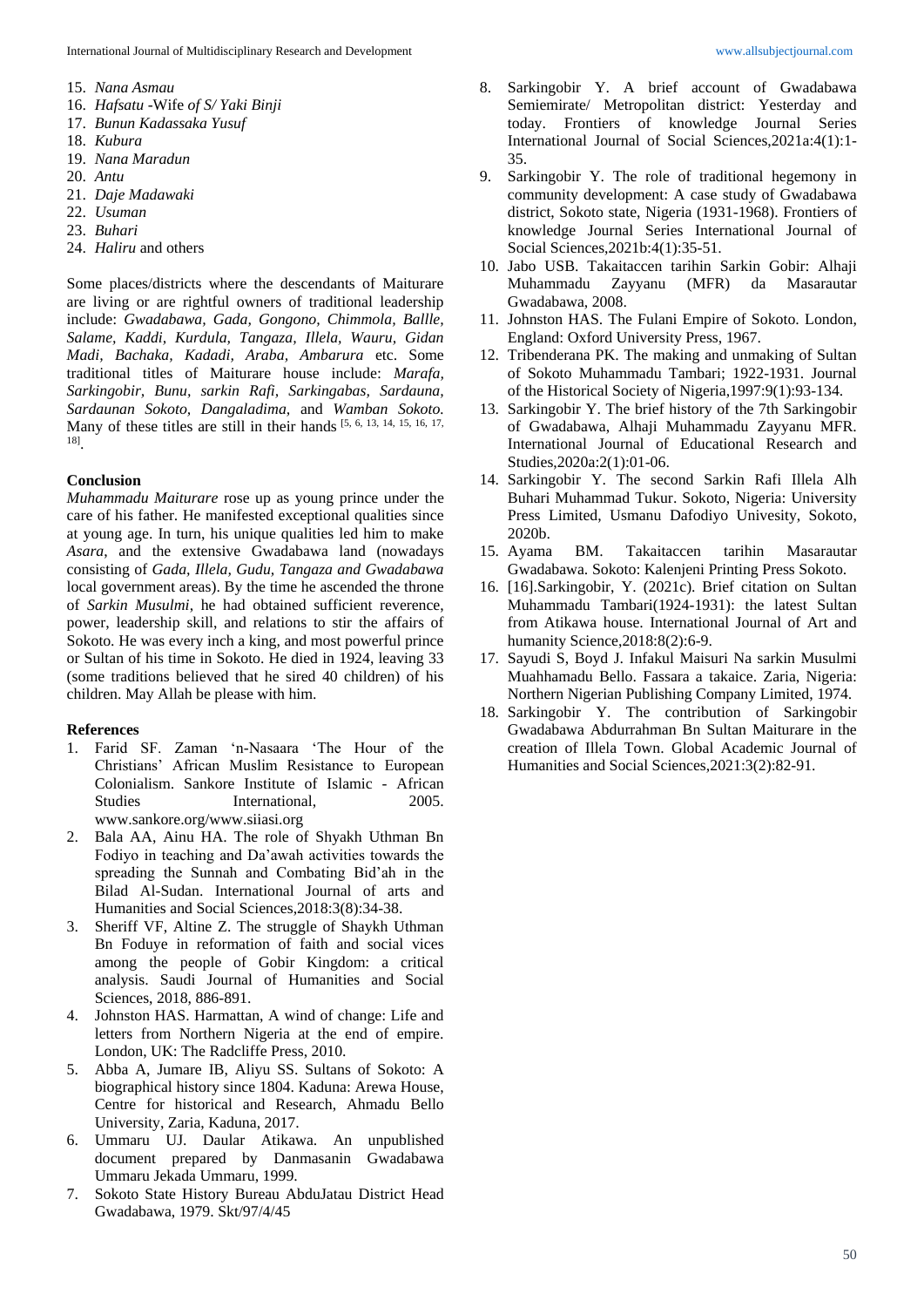15. *Nana Asmau*
16. *Hafsatu* -Wife *of S/ Yaki Binji*
17. *Bunun Kadassaka Yusuf*
18. *Kubura*
19. *Nana Maradun*
20. *Antu*
21. *Daje Madawaki*
22. *Usuman*
23. *Buhari*
24. *Haliru* and others

Some places/districts where the descendants of Maiturare are living or are rightful owners of traditional leadership include: *Gwadabawa, Gada, Gongono, Chimmola, Ballle, Salame, Kaddi, Kurdula, Tangaza, Illela, Wauru, Gidan Madi, Bachaka, Kadadi, Araba, Ambarura* etc. Some traditional titles of Maiturare house include: *Marafa, Sarkingobir, Bunu, sarkin Rafi, Sarkingabas, Sardauna, Sardaunan Sokoto, Dangaladima,* and *Wamban Sokoto.* Many of these titles are still in their hands [5, 6, 13, 14, 15, 16, 17, 18].

## Conclusion

*Muhammadu Maiturare* rose up as young prince under the care of his father. He manifested exceptional qualities since at young age. In turn, his unique qualities led him to make *Asara*, and the extensive Gwadabawa land (nowadays consisting of *Gada, Illela, Gudu, Tangaza and Gwadabawa* local government areas). By the time he ascended the throne of *Sarkin Musulmi*, he had obtained sufficient reverence, power, leadership skill, and relations to stir the affairs of Sokoto. He was every inch a king, and most powerful prince or Sultan of his time in Sokoto. He died in 1924, leaving 33 (some traditions believed that he sired 40 children) of his children. May Allah be please with him.

## References

1. Farid SF. Zaman 'n-Nasaara 'The Hour of the Christians' African Muslim Resistance to European Colonialism. Sankore Institute of Islamic - African Studies International, 2005. www.sankore.org/www.siiasi.org
2. Bala AA, Ainu HA. The role of Shyakh Uthman Bn Fodiyo in teaching and Da'awah activities towards the spreading the Sunnah and Combating Bid'ah in the Bilad Al-Sudan. International Journal of arts and Humanities and Social Sciences,2018:3(8):34-38.
3. Sheriff VF, Altine Z. The struggle of Shaykh Uthman Bn Foduye in reformation of faith and social vices among the people of Gobir Kingdom: a critical analysis. Saudi Journal of Humanities and Social Sciences, 2018, 886-891.
4. Johnston HAS. Harmattan, A wind of change: Life and letters from Northern Nigeria at the end of empire. London, UK: The Radcliffe Press, 2010.
5. Abba A, Jumare IB, Aliyu SS. Sultans of Sokoto: A biographical history since 1804. Kaduna: Arewa House, Centre for historical and Research, Ahmadu Bello University, Zaria, Kaduna, 2017.
6. Ummaru UJ. Daular Atikawa. An unpublished document prepared by Danmasanin Gwadabawa Ummaru Jekada Ummaru, 1999.
7. Sokoto State History Bureau AbduJatau District Head Gwadabawa, 1979. Skt/97/4/45
8. Sarkingobir Y. A brief account of Gwadabawa Semiemirate/ Metropolitan district: Yesterday and today. Frontiers of knowledge Journal Series International Journal of Social Sciences,2021a:4(1):1-35.
9. Sarkingobir Y. The role of traditional hegemony in community development: A case study of Gwadabawa district, Sokoto state, Nigeria (1931-1968). Frontiers of knowledge Journal Series International Journal of Social Sciences,2021b:4(1):35-51.
10. Jabo USB. Takaitaccen tarihin Sarkin Gobir: Alhaji Muhammadu Zayyanu (MFR) da Masarautar Gwadabawa, 2008.
11. Johnston HAS. The Fulani Empire of Sokoto. London, England: Oxford University Press, 1967.
12. Tribenderana PK. The making and unmaking of Sultan of Sokoto Muhammadu Tambari; 1922-1931. Journal of the Historical Society of Nigeria,1997:9(1):93-134.
13. Sarkingobir Y. The brief history of the 7th Sarkingobir of Gwadabawa, Alhaji Muhammadu Zayyanu MFR. International Journal of Educational Research and Studies,2020a:2(1):01-06.
14. Sarkingobir Y. The second Sarkin Rafi Illela Alh Buhari Muhammad Tukur. Sokoto, Nigeria: University Press Limited, Usmanu Dafodiyo Univesity, Sokoto, 2020b.
15. Ayama BM. Takaitaccen tarihin Masarautar Gwadabawa. Sokoto: Kalenjeni Printing Press Sokoto.
16. [16].Sarkingobir, Y. (2021c). Brief citation on Sultan Muhammadu Tambari(1924-1931): the latest Sultan from Atikawa house. International Journal of Art and humanity Science,2018:8(2):6-9.
17. Sayudi S, Boyd J. Infakul Maisuri Na sarkin Musulmi Muahhamadu Bello. Fassara a takaice. Zaria, Nigeria: Northern Nigerian Publishing Company Limited, 1974.
18. Sarkingobir Y. The contribution of Sarkingobir Gwadabawa Abdurrahman Bn Sultan Maiturare in the creation of Illela Town. Global Academic Journal of Humanities and Social Sciences,2021:3(2):82-91.